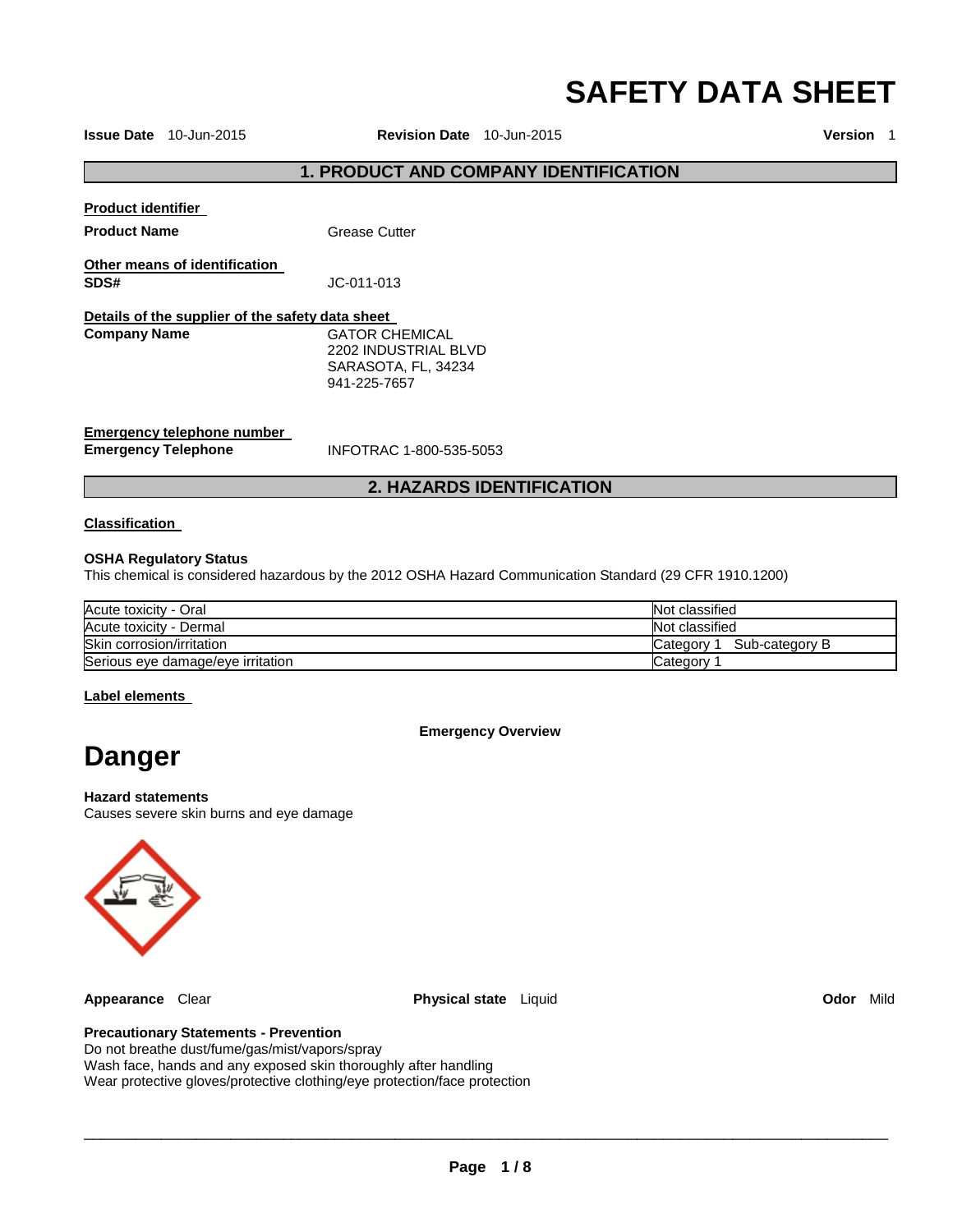# SAFETY DATA SHEET

**Issue Date** 10-Jun-2015 **Revision Date** 10-Jun-2015 **Version** 1

## 1. PRODUCT AND COMPANY IDENTIFICATION

**Product identifier**

**Product Name** Grease Cutter

**Other means of identification**

**SDS#** JC-011-013

**Details of the supplier of the safety data sheet**

**Company Name** GATOR CHEMICAL
2202 INDUSTRIAL BLVD
SARASOTA, FL, 34234
941-225-7657

**Emergency telephone number**

**Emergency Telephone** INFOTRAC 1-800-535-5053

## 2. HAZARDS IDENTIFICATION

**Classification**

**OSHA Regulatory Status**

This chemical is considered hazardous by the 2012 OSHA Hazard Communication Standard (29 CFR 1910.1200)

| | |
|---|---|
| Acute toxicity - Oral | Not classified |
| Acute toxicity - Dermal | Not classified |
| Skin corrosion/irritation | Category 1 Sub-category B |
| Serious eye damage/eye irritation | Category 1 |

**Label elements**

**Emergency Overview**

# Danger

**Hazard statements**

Causes severe skin burns and eye damage

**Appearance** Clear **Physical state** Liquid **Odor** Mild

**Precautionary Statements - Prevention**

Do not breathe dust/fume/gas/mist/vapors/spray
Wash face, hands and any exposed skin thoroughly after handling
Wear protective gloves/protective clothing/eye protection/face protection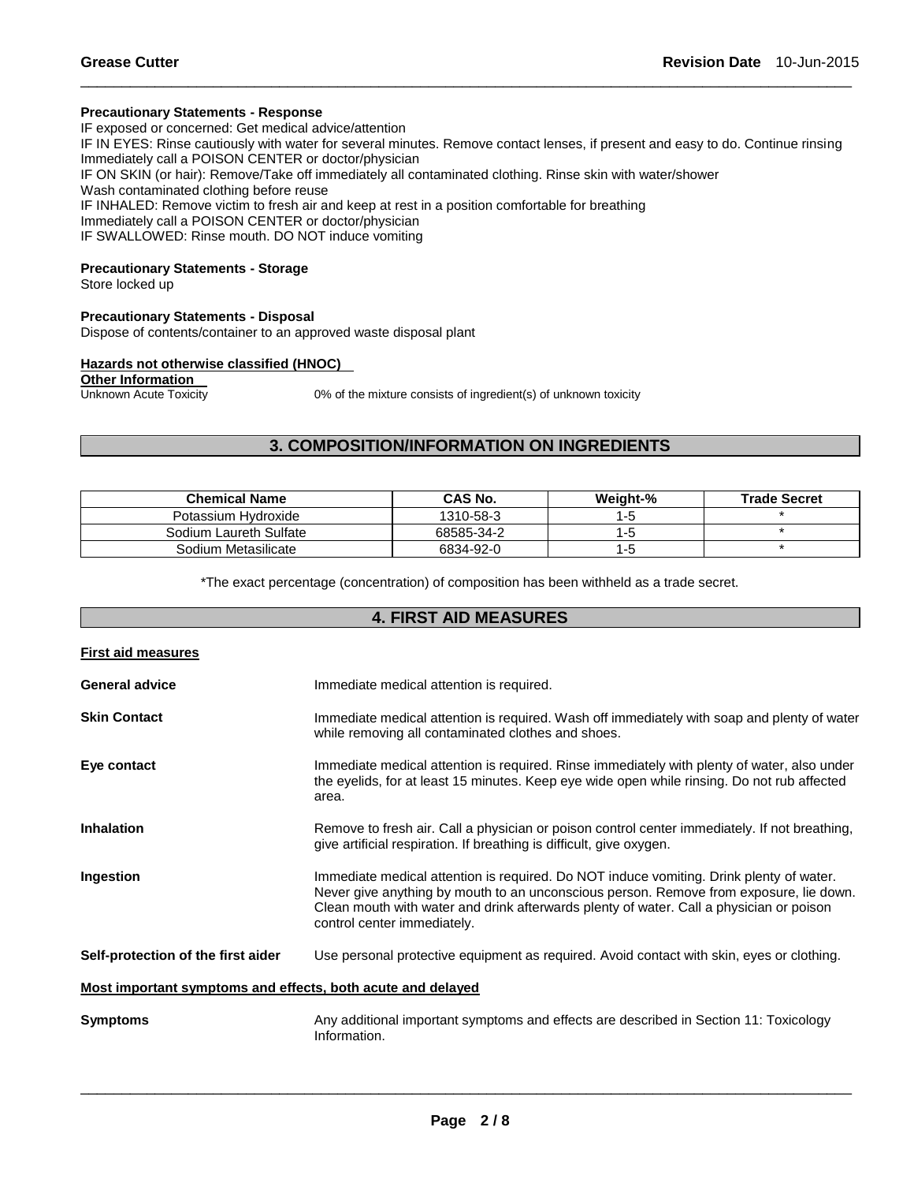**Precautionary Statements - Response**

IF exposed or concerned: Get medical advice/attention
IF IN EYES: Rinse cautiously with water for several minutes. Remove contact lenses, if present and easy to do. Continue rinsing
Immediately call a POISON CENTER or doctor/physician
IF ON SKIN (or hair): Remove/Take off immediately all contaminated clothing. Rinse skin with water/shower
Wash contaminated clothing before reuse
IF INHALED: Remove victim to fresh air and keep at rest in a position comfortable for breathing
Immediately call a POISON CENTER or doctor/physician
IF SWALLOWED: Rinse mouth. DO NOT induce vomiting

**Precautionary Statements - Storage**

Store locked up

**Precautionary Statements - Disposal**

Dispose of contents/container to an approved waste disposal plant

**Hazards not otherwise classified (HNOC)**

**Other Information**

Unknown Acute Toxicity 0% of the mixture consists of ingredient(s) of unknown toxicity

## 3. COMPOSITION/INFORMATION ON INGREDIENTS

| Chemical Name | CAS No. | Weight-% | Trade Secret |
|---|---|---|---|
| Potassium Hydroxide | 1310-58-3 | 1-5 | * |
| Sodium Laureth Sulfate | 68585-34-2 | 1-5 | * |
| Sodium Metasilicate | 6834-92-0 | 1-5 | * |

*The exact percentage (concentration) of composition has been withheld as a trade secret.

## 4. FIRST AID MEASURES

**First aid measures**

**General advice** Immediate medical attention is required.

**Skin Contact** Immediate medical attention is required. Wash off immediately with soap and plenty of water while removing all contaminated clothes and shoes.

**Eye contact** Immediate medical attention is required. Rinse immediately with plenty of water, also under the eyelids, for at least 15 minutes. Keep eye wide open while rinsing. Do not rub affected area.

**Inhalation** Remove to fresh air. Call a physician or poison control center immediately. If not breathing, give artificial respiration. If breathing is difficult, give oxygen.

**Ingestion** Immediate medical attention is required. Do NOT induce vomiting. Drink plenty of water. Never give anything by mouth to an unconscious person. Remove from exposure, lie down. Clean mouth with water and drink afterwards plenty of water. Call a physician or poison control center immediately.

**Self-protection of the first aider** Use personal protective equipment as required. Avoid contact with skin, eyes or clothing.

**Most important symptoms and effects, both acute and delayed**

**Symptoms** Any additional important symptoms and effects are described in Section 11: Toxicology Information.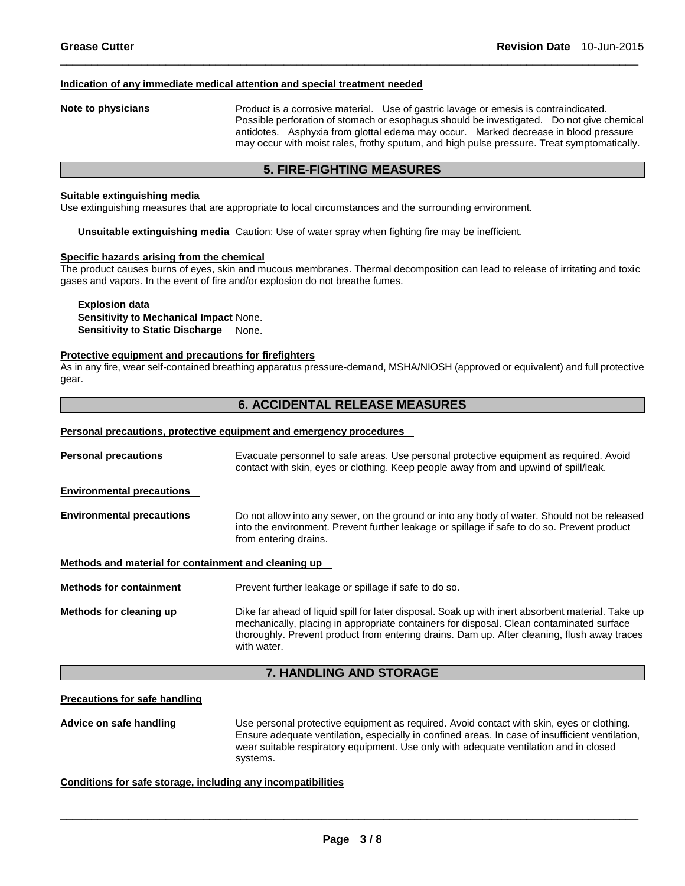#### Indication of any immediate medical attention and special treatment needed

**Note to physicians** Product is a corrosive material. Use of gastric lavage or emesis is contraindicated. Possible perforation of stomach or esophagus should be investigated. Do not give chemical antidotes. Asphyxia from glottal edema may occur. Marked decrease in blood pressure may occur with moist rales, frothy sputum, and high pulse pressure. Treat symptomatically.

## 5. FIRE-FIGHTING MEASURES

#### Suitable extinguishing media

Use extinguishing measures that are appropriate to local circumstances and the surrounding environment.

**Unsuitable extinguishing media** Caution: Use of water spray when fighting fire may be inefficient.

#### Specific hazards arising from the chemical

The product causes burns of eyes, skin and mucous membranes. Thermal decomposition can lead to release of irritating and toxic gases and vapors. In the event of fire and/or explosion do not breathe fumes.

**Explosion data**
**Sensitivity to Mechanical Impact** None.
**Sensitivity to Static Discharge** None.

#### Protective equipment and precautions for firefighters

As in any fire, wear self-contained breathing apparatus pressure-demand, MSHA/NIOSH (approved or equivalent) and full protective gear.

## 6. ACCIDENTAL RELEASE MEASURES

#### Personal precautions, protective equipment and emergency procedures

**Personal precautions** Evacuate personnel to safe areas. Use personal protective equipment as required. Avoid contact with skin, eyes or clothing. Keep people away from and upwind of spill/leak.

#### Environmental precautions

**Environmental precautions** Do not allow into any sewer, on the ground or into any body of water. Should not be released into the environment. Prevent further leakage or spillage if safe to do so. Prevent product from entering drains.

#### Methods and material for containment and cleaning up

**Methods for containment** Prevent further leakage or spillage if safe to do so.

**Methods for cleaning up** Dike far ahead of liquid spill for later disposal. Soak up with inert absorbent material. Take up mechanically, placing in appropriate containers for disposal. Clean contaminated surface thoroughly. Prevent product from entering drains. Dam up. After cleaning, flush away traces with water.

## 7. HANDLING AND STORAGE

#### Precautions for safe handling

**Advice on safe handling** Use personal protective equipment as required. Avoid contact with skin, eyes or clothing. Ensure adequate ventilation, especially in confined areas. In case of insufficient ventilation, wear suitable respiratory equipment. Use only with adequate ventilation and in closed systems.

#### Conditions for safe storage, including any incompatibilities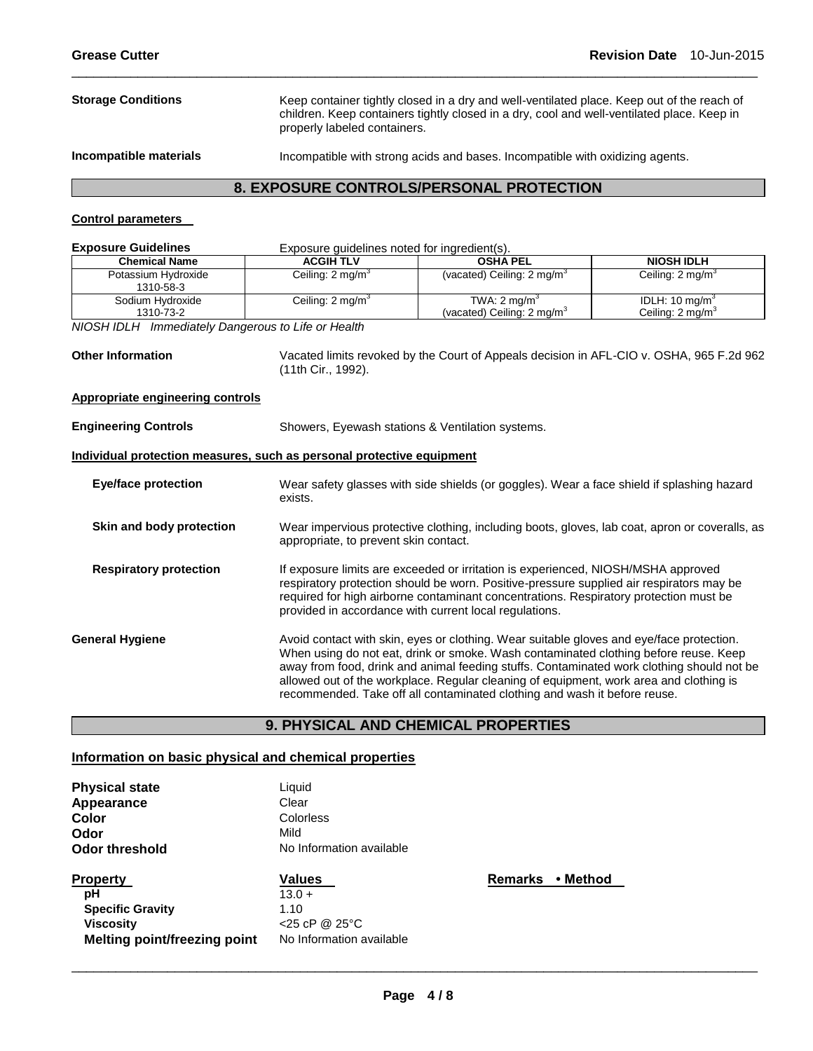**Storage Conditions** Keep container tightly closed in a dry and well-ventilated place. Keep out of the reach of children. Keep containers tightly closed in a dry, cool and well-ventilated place. Keep in properly labeled containers.

**Incompatible materials** Incompatible with strong acids and bases. Incompatible with oxidizing agents.

## 8. EXPOSURE CONTROLS/PERSONAL PROTECTION

**Control parameters**

**Exposure Guidelines** Exposure guidelines noted for ingredient(s).

| Chemical Name | ACGIH TLV | OSHA PEL | NIOSH IDLH |
|---|---|---|---|
| Potassium Hydroxide 1310-58-3 | Ceiling: 2 mg/m$^3$ | (vacated) Ceiling: 2 mg/m$^3$ | Ceiling: 2 mg/m$^3$ |
| Sodium Hydroxide 1310-73-2 | Ceiling: 2 mg/m$^3$ | TWA: 2 mg/m$^3$ (vacated) Ceiling: 2 mg/m$^3$ | IDLH: 10 mg/m$^3$ Ceiling: 2 mg/m$^3$ |

*NIOSH IDLH Immediately Dangerous to Life or Health*

**Other Information** Vacated limits revoked by the Court of Appeals decision in AFL-CIO v. OSHA, 965 F.2d 962 (11th Cir., 1992).

**Appropriate engineering controls**

**Engineering Controls** Showers, Eyewash stations & Ventilation systems.

**Individual protection measures, such as personal protective equipment**

**Eye/face protection** Wear safety glasses with side shields (or goggles). Wear a face shield if splashing hazard exists.

**Skin and body protection** Wear impervious protective clothing, including boots, gloves, lab coat, apron or coveralls, as appropriate, to prevent skin contact.

**Respiratory protection** If exposure limits are exceeded or irritation is experienced, NIOSH/MSHA approved respiratory protection should be worn. Positive-pressure supplied air respirators may be required for high airborne contaminant concentrations. Respiratory protection must be provided in accordance with current local regulations.

**General Hygiene** Avoid contact with skin, eyes or clothing. Wear suitable gloves and eye/face protection. When using do not eat, drink or smoke. Wash contaminated clothing before reuse. Keep away from food, drink and animal feeding stuffs. Contaminated work clothing should not be allowed out of the workplace. Regular cleaning of equipment, work area and clothing is recommended. Take off all contaminated clothing and wash it before reuse.

## 9. PHYSICAL AND CHEMICAL PROPERTIES

**Information on basic physical and chemical properties**

**Physical state** Liquid
**Appearance** Clear
**Color** Colorless
**Odor** Mild
**Odor threshold** No Information available

| Property | Values | Remarks • Method |
|---|---|---|
| pH | 13.0 + | |
| Specific Gravity | 1.10 | |
| Viscosity | <25 cP @ 25°C | |
| Melting point/freezing point | No Information available | |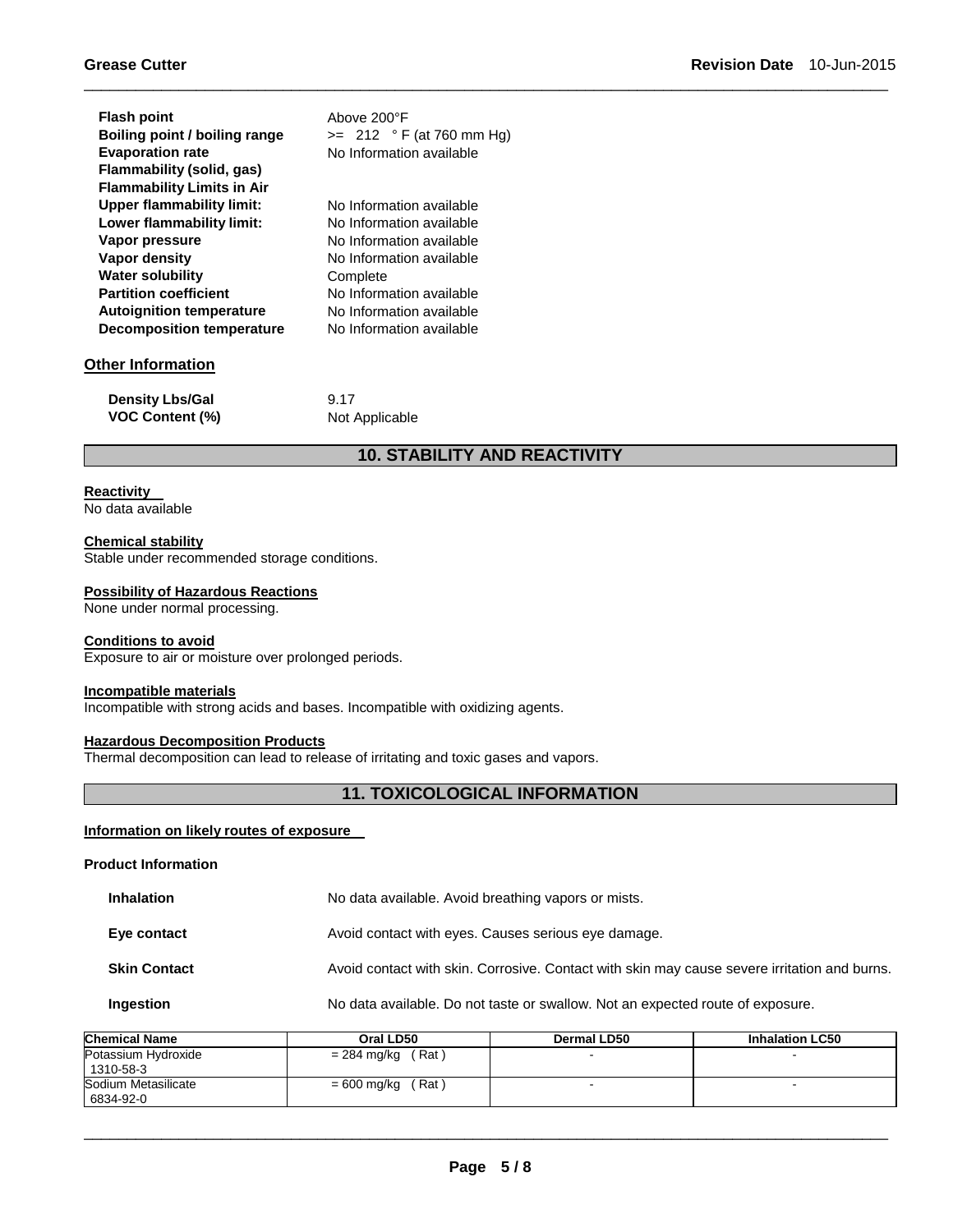| | |
|---|---|
| **Flash point** | Above 200°F |
| **Boiling point / boiling range** | >= 212 ° F (at 760 mm Hg) |
| **Evaporation rate** | No Information available |
| **Flammability (solid, gas)** | |
| **Flammability Limits in Air** | |
| **Upper flammability limit:** | No Information available |
| **Lower flammability limit:** | No Information available |
| **Vapor pressure** | No Information available |
| **Vapor density** | No Information available |
| **Water solubility** | Complete |
| **Partition coefficient** | No Information available |
| **Autoignition temperature** | No Information available |
| **Decomposition temperature** | No Information available |

### Other Information

| | |
|---|---|
| **Density Lbs/Gal** | 9.17 |
| **VOC Content (%)** | Not Applicable |

## 10. STABILITY AND REACTIVITY

**Reactivity**

No data available

**Chemical stability**

Stable under recommended storage conditions.

**Possibility of Hazardous Reactions**

None under normal processing.

**Conditions to avoid**

Exposure to air or moisture over prolonged periods.

**Incompatible materials**

Incompatible with strong acids and bases. Incompatible with oxidizing agents.

**Hazardous Decomposition Products**

Thermal decomposition can lead to release of irritating and toxic gases and vapors.

## 11. TOXICOLOGICAL INFORMATION

**Information on likely routes of exposure**

**Product Information**

| | |
|---|---|
| **Inhalation** | No data available. Avoid breathing vapors or mists. |
| **Eye contact** | Avoid contact with eyes. Causes serious eye damage. |
| **Skin Contact** | Avoid contact with skin. Corrosive. Contact with skin may cause severe irritation and burns. |
| **Ingestion** | No data available. Do not taste or swallow. Not an expected route of exposure. |

| Chemical Name | Oral LD50 | Dermal LD50 | Inhalation LC50 |
|---|---|---|---|
| Potassium Hydroxide 1310-58-3 | = 284 mg/kg ( Rat ) | - | - |
| Sodium Metasilicate 6834-92-0 | = 600 mg/kg ( Rat ) | - | - |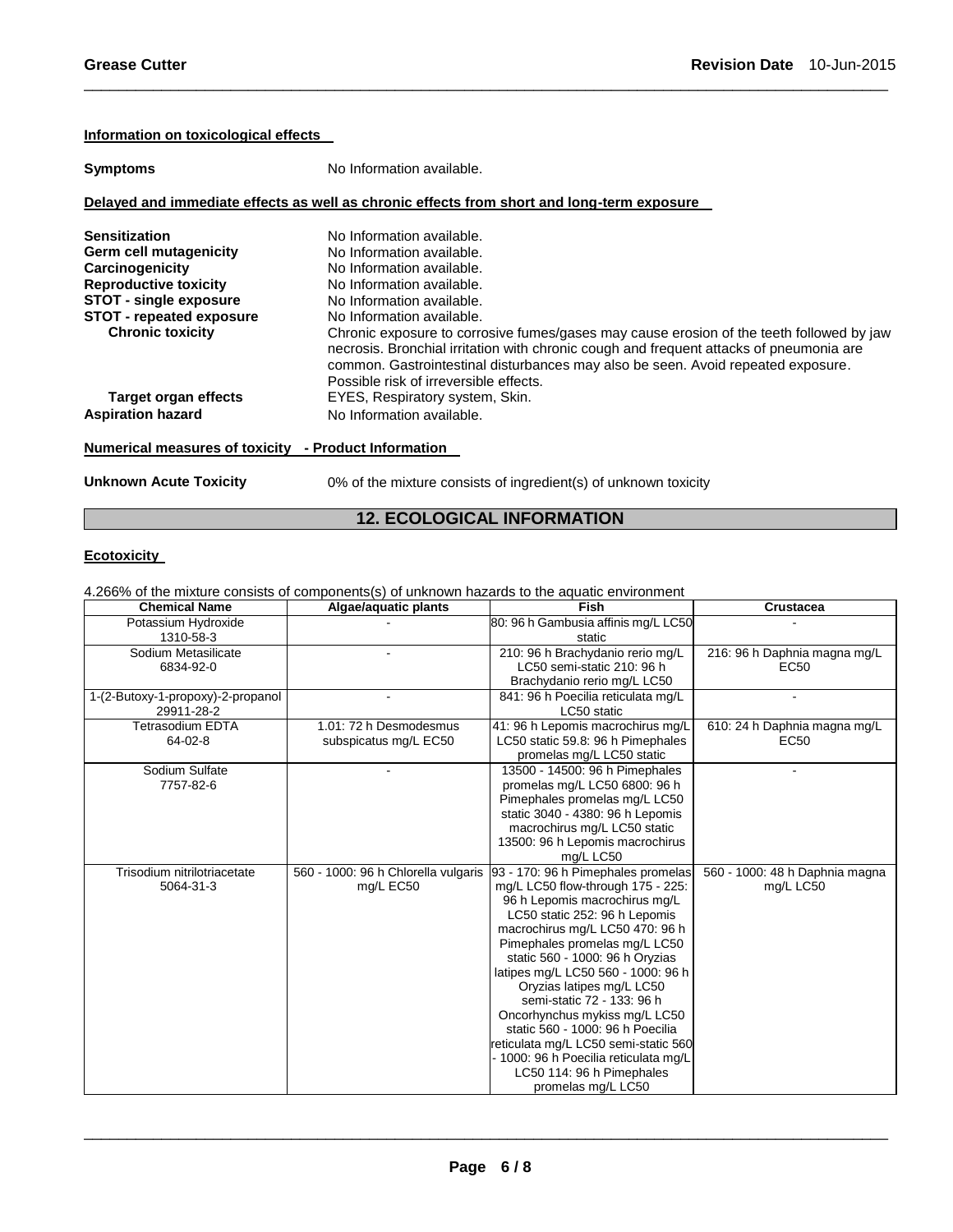**Information on toxicological effects**

**Symptoms** No Information available.

**Delayed and immediate effects as well as chronic effects from short and long-term exposure**

**Sensitization** No Information available.
**Germ cell mutagenicity** No Information available.
**Carcinogenicity** No Information available.
**Reproductive toxicity** No Information available.
**STOT - single exposure** No Information available.
**STOT - repeated exposure** No Information available.
**Chronic toxicity** Chronic exposure to corrosive fumes/gases may cause erosion of the teeth followed by jaw necrosis. Bronchial irritation with chronic cough and frequent attacks of pneumonia are common. Gastrointestinal disturbances may also be seen. Avoid repeated exposure. Possible risk of irreversible effects.
**Target organ effects** EYES, Respiratory system, Skin.
**Aspiration hazard** No Information available.

**Numerical measures of toxicity - Product Information**

**Unknown Acute Toxicity** 0% of the mixture consists of ingredient(s) of unknown toxicity

## 12. ECOLOGICAL INFORMATION

**Ecotoxicity**

4.266% of the mixture consists of components(s) of unknown hazards to the aquatic environment

| Chemical Name | Algae/aquatic plants | Fish | Crustacea |
|---|---|---|---|
| Potassium Hydroxide 1310-58-3 | - | 80: 96 h Gambusia affinis mg/L LC50 static | - |
| Sodium Metasilicate 6834-92-0 | - | 210: 96 h Brachydanio rerio mg/L LC50 semi-static 210: 96 h Brachydanio rerio mg/L LC50 | 216: 96 h Daphnia magna mg/L EC50 |
| 1-(2-Butoxy-1-propoxy)-2-propanol 29911-28-2 | - | 841: 96 h Poecilia reticulata mg/L LC50 static | - |
| Tetrasodium EDTA 64-02-8 | 1.01: 72 h Desmodesmus subspicatus mg/L EC50 | 41: 96 h Lepomis macrochirus mg/L LC50 static 59.8: 96 h Pimephales promelas mg/L LC50 static | 610: 24 h Daphnia magna mg/L EC50 |
| Sodium Sulfate 7757-82-6 | - | 13500 - 14500: 96 h Pimephales promelas mg/L LC50 6800: 96 h Pimephales promelas mg/L LC50 static 3040 - 4380: 96 h Lepomis macrochirus mg/L LC50 static 13500: 96 h Lepomis macrochirus mg/L LC50 | - |
| Trisodium nitrilotriacetate 5064-31-3 | 560 - 1000: 96 h Chlorella vulgaris mg/L EC50 | 93 - 170: 96 h Pimephales promelas mg/L LC50 flow-through 175 - 225: 96 h Lepomis macrochirus mg/L LC50 static 252: 96 h Lepomis macrochirus mg/L LC50 470: 96 h Pimephales promelas mg/L LC50 static 560 - 1000: 96 h Oryzias latipes mg/L LC50 560 - 1000: 96 h Oryzias latipes mg/L LC50 semi-static 72 - 133: 96 h Oncorhynchus mykiss mg/L LC50 static 560 - 1000: 96 h Poecilia reticulata mg/L LC50 semi-static 560 - 1000: 96 h Poecilia reticulata mg/L LC50 114: 96 h Pimephales promelas mg/L LC50 | 560 - 1000: 48 h Daphnia magna mg/L LC50 |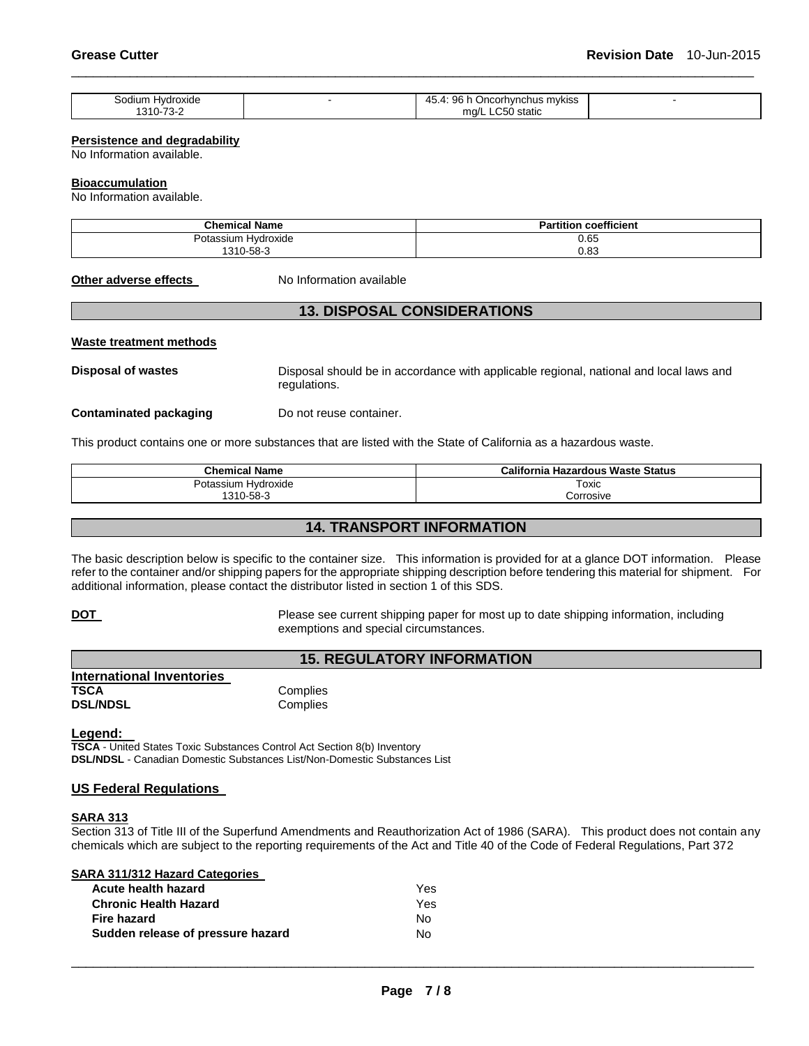| Sodium Hydroxide 1310-73-2 | - | 45.4: 96 h Oncorhynchus mykiss mg/L LC50 static | - |
|---|---|---|---|

**Persistence and degradability**

No Information available.

**Bioaccumulation**

No Information available.

| Chemical Name | Partition coefficient |
|---|---|
| Potassium Hydroxide 1310-58-3 | 0.65 0.83 |

**Other adverse effects** No Information available

## 13. DISPOSAL CONSIDERATIONS

**Waste treatment methods**

**Disposal of wastes** Disposal should be in accordance with applicable regional, national and local laws and regulations.

**Contaminated packaging** Do not reuse container.

This product contains one or more substances that are listed with the State of California as a hazardous waste.

| Chemical Name | California Hazardous Waste Status |
|---|---|
| Potassium Hydroxide 1310-58-3 | Toxic Corrosive |

## 14. TRANSPORT INFORMATION

The basic description below is specific to the container size. This information is provided for at a glance DOT information. Please refer to the container and/or shipping papers for the appropriate shipping description before tendering this material for shipment. For additional information, please contact the distributor listed in section 1 of this SDS.

**DOT** Please see current shipping paper for most up to date shipping information, including exemptions and special circumstances.

## 15. REGULATORY INFORMATION

**International Inventories**

**TSCA** Complies
**DSL/NDSL** Complies

**Legend:**

**TSCA** - United States Toxic Substances Control Act Section 8(b) Inventory
**DSL/NDSL** - Canadian Domestic Substances List/Non-Domestic Substances List

**US Federal Regulations**

**SARA 313**

Section 313 of Title III of the Superfund Amendments and Reauthorization Act of 1986 (SARA). This product does not contain any chemicals which are subject to the reporting requirements of the Act and Title 40 of the Code of Federal Regulations, Part 372

**SARA 311/312 Hazard Categories**

| | |
|---|---|
| **Acute health hazard** | Yes |
| **Chronic Health Hazard** | Yes |
| **Fire hazard** | No |
| **Sudden release of pressure hazard** | No |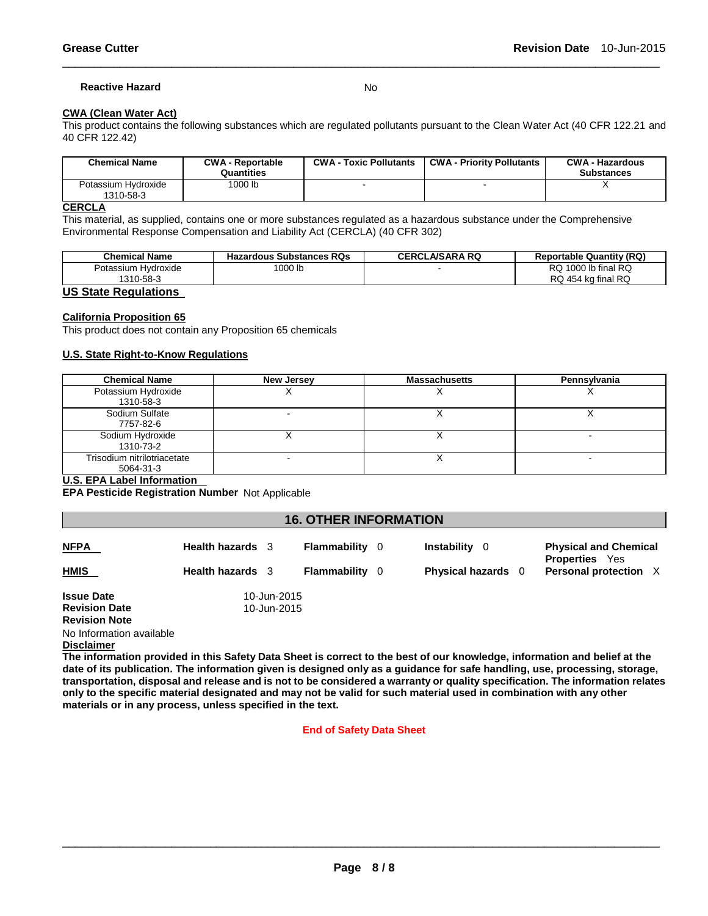**Reactive Hazard** No

**CWA (Clean Water Act)**

This product contains the following substances which are regulated pollutants pursuant to the Clean Water Act (40 CFR 122.21 and 40 CFR 122.42)

| Chemical Name | CWA - Reportable Quantities | CWA - Toxic Pollutants | CWA - Priority Pollutants | CWA - Hazardous Substances |
|---|---|---|---|---|
| Potassium Hydroxide 1310-58-3 | 1000 lb | - | - | X |

**CERCLA**

This material, as supplied, contains one or more substances regulated as a hazardous substance under the Comprehensive Environmental Response Compensation and Liability Act (CERCLA) (40 CFR 302)

| Chemical Name | Hazardous Substances RQs | CERCLA/SARA RQ | Reportable Quantity (RQ) |
|---|---|---|---|
| Potassium Hydroxide 1310-58-3 | 1000 lb | - | RQ 1000 lb final RQ RQ 454 kg final RQ |

## US State Regulations

**California Proposition 65**

This product does not contain any Proposition 65 chemicals

**U.S. State Right-to-Know Regulations**

| Chemical Name | New Jersey | Massachusetts | Pennsylvania |
|---|---|---|---|
| Potassium Hydroxide 1310-58-3 | X | X | X |
| Sodium Sulfate 7757-82-6 | - | X | X |
| Sodium Hydroxide 1310-73-2 | X | X | - |
| Trisodium nitrilotriacetate 5064-31-3 | - | X | - |

**U.S. EPA Label Information**

**EPA Pesticide Registration Number** Not Applicable

## 16. OTHER INFORMATION

| | | | | |
|---|---|---|---|---|
| **NFPA** | **Health hazards** 3 | **Flammability** 0 | **Instability** 0 | **Physical and Chemical Properties** Yes |
| **HMIS** | **Health hazards** 3 | **Flammability** 0 | **Physical hazards** 0 | **Personal protection** X |

**Issue Date** 10-Jun-2015

**Revision Date** 10-Jun-2015

**Revision Note**

No Information available

**Disclaimer**

**The information provided in this Safety Data Sheet is correct to the best of our knowledge, information and belief at the date of its publication. The information given is designed only as a guidance for safe handling, use, processing, storage, transportation, disposal and release and is not to be considered a warranty or quality specification. The information relates only to the specific material designated and may not be valid for such material used in combination with any other materials or in any process, unless specified in the text.**

**End of Safety Data Sheet**